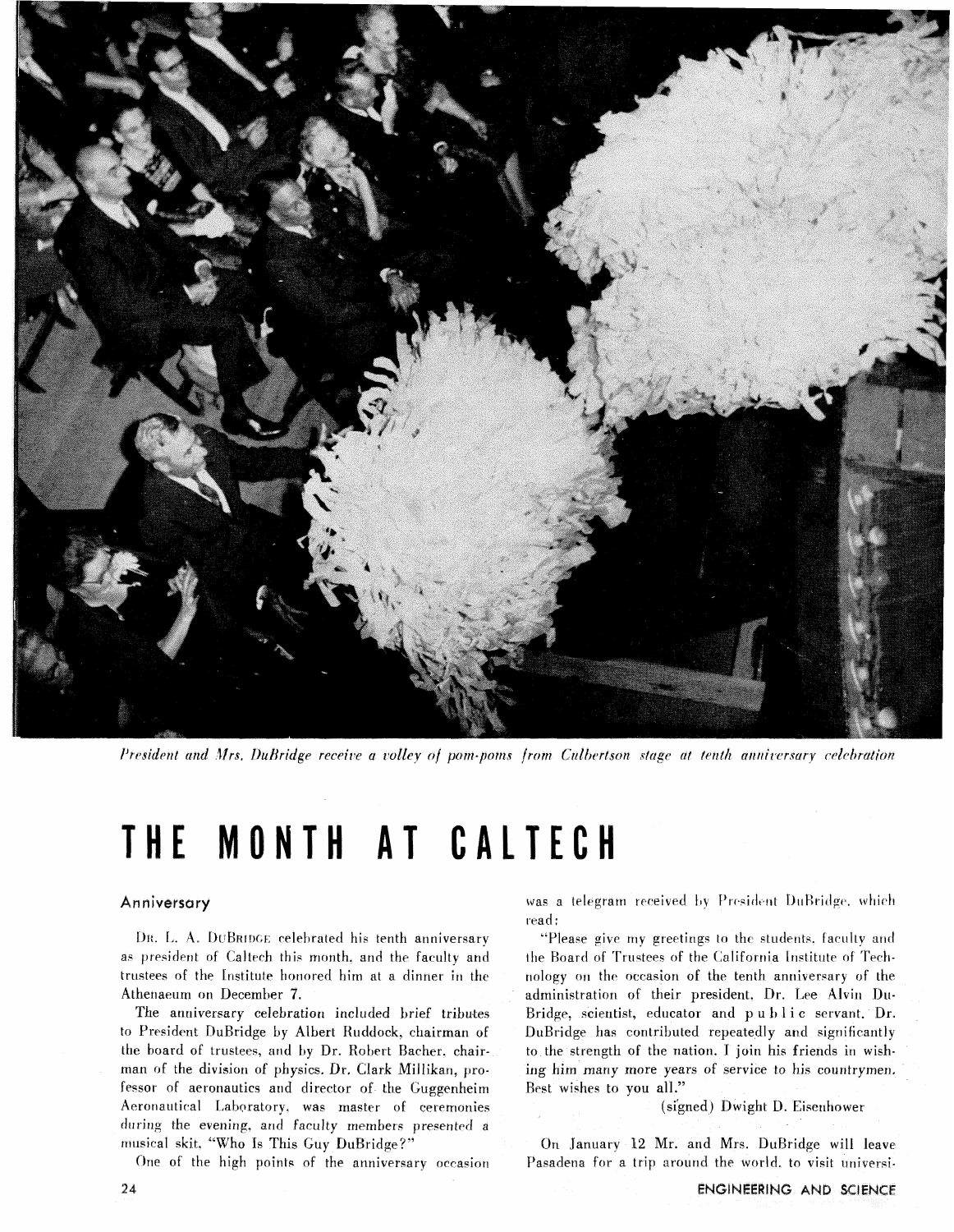*President and Mrs. DuBridge receive a volley of pom-poms from Culbertson stage at tenth anniversary celebration*

# THE MONTH AT CALTECH

## Anniversary

DR. L. A. DUBRIDGE celebrated his tenth anniversary as president of Caltech this month, and the faculty and trustees of the Institute honored him at a dinner in the Athenaeum on December 7.

The anniversary celebration included brief tributes to President DuBridge by Albert Ruddock, chairman of the board of trustees, and by Dr. Robert Bacher, chairman of the division of physics. Dr. Clark Millikan, professor of aeronautics and director of the Guggenheim Aeronautical Laboratory, was master of ceremonies during the evening, and faculty members presented a musical skit, "Who Is This Guy DuBridge?"

One of the high points of the anniversary occasion was a telegram received by President DuBridge, which read:

"Please give my greetings to the students, faculty and the Board of Trustees of the California Institute of Technology on the occasion of the tenth anniversary of the administration of their president, Dr. Lee Alvin DuBridge, scientist, educator and public servant. Dr. DuBridge has contributed repeatedly and significantly to the strength of the nation. I join his friends in wishing him many more years of service to his countrymen. Best wishes to you all."

(signed) Dwight D. Eisenhower

On January 12 Mr. and Mrs. DuBridge will leave Pasadena for a trip around the world, to visit universi-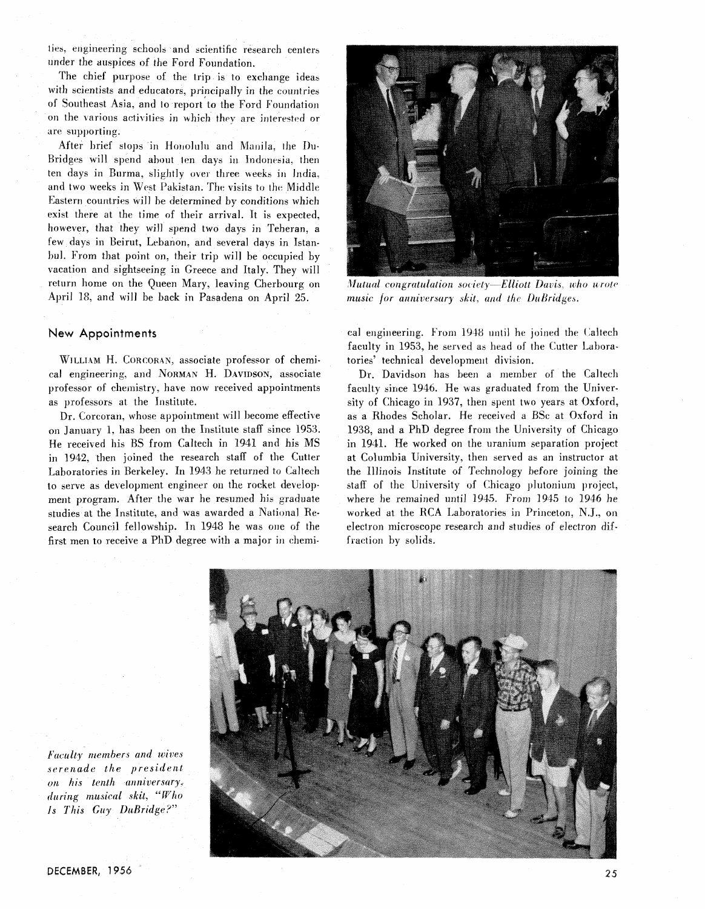ties, engineering schools and scientific research centers under the auspices of the Ford Foundation.

The chief purpose of the trip is to exchange ideas with scientists and educators, principally in the countries of Southeast Asia, and to report to the Ford Foundation on the various activities in which they are interested or are supporting.

After brief stops in Honolulu and Manila, the DuBridges will spend about ten days in Indonesia, then ten days in Burma, slightly over three weeks in India, and two weeks in West Pakistan. The visits to the Middle Eastern countries will be determined by conditions which exist there at the time of their arrival. It is expected, however, that they will spend two days in Teheran, a few days in Beirut, Lebanon, and several days in Istanbul. From that point on, their trip will be occupied by vacation and sightseeing in Greece and Italy. They will return home on the Queen Mary, leaving Cherbourg on April 18, and will be back in Pasadena on April 25.

*Mutual congratulation society—Elliott Davis, who wrote music for anniversary skit, and the DuBridges.*

## New Appointments

WILLIAM H. CORCORAN, associate professor of chemical engineering, and NORMAN H. DAVIDSON, associate professor of chemistry, have now received appointments as professors at the Institute.

Dr. Corcoran, whose appointment will become effective on January 1, has been on the Institute staff since 1953. He received his BS from Caltech in 1941 and his MS in 1942, then joined the research staff of the Cutter Laboratories in Berkeley. In 1943 he returned to Caltech to serve as development engineer on the rocket development program. After the war he resumed his graduate studies at the Institute, and was awarded a National Research Council fellowship. In 1948 he was one of the first men to receive a PhD degree with a major in chemical engineering. From 1948 until he joined the Caltech faculty in 1953, he served as head of the Cutter Laboratories' technical development division.

Dr. Davidson has been a member of the Caltech faculty since 1946. He was graduated from the University of Chicago in 1937, then spent two years at Oxford, as a Rhodes Scholar. He received a BSc at Oxford in 1938, and a PhD degree from the University of Chicago in 1941. He worked on the uranium separation project at Columbia University, then served as an instructor at the Illinois Institute of Technology before joining the staff of the University of Chicago plutonium project, where he remained until 1945. From 1945 to 1946 he worked at the RCA Laboratories in Princeton, N.J., on electron microscope research and studies of electron diffraction by solids.

*Faculty members and wives serenade the president on his tenth anniversary, during musical skit, "Who Is This Guy DuBridge?"*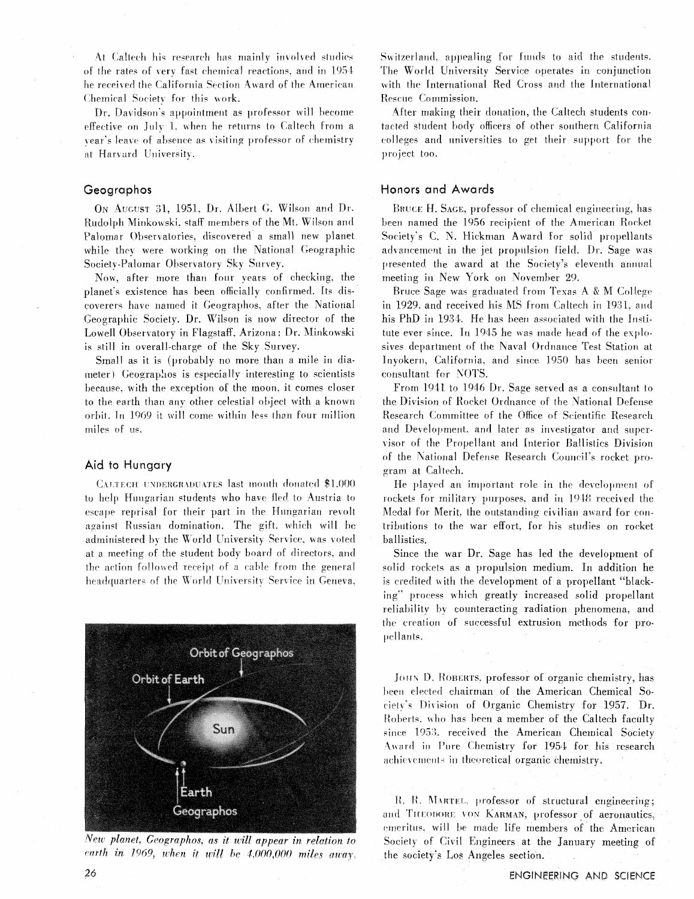At Caltech his research has mainly involved studies of the rates of very fast chemical reactions, and in 1954 he received the California Section Award of the American Chemical Society for this work.

Dr. Davidson's appointment as professor will become effective on July 1, when he returns to Caltech from a year's leave of absence as visiting professor of chemistry at Harvard University.

## Geographos

ON AUGUST 31, 1951, Dr. Albert G. Wilson and Dr. Rudolph Minkowski, staff members of the Mt. Wilson and Palomar Observatories, discovered a small new planet while they were working on the National Geographic Society-Palomar Observatory Sky Survey.

Now, after more than four years of checking, the planet's existence has been officially confirmed. Its discoverers have named it Geographos, after the National Geographic Society. Dr. Wilson is now director of the Lowell Observatory in Flagstaff, Arizona; Dr. Minkowski is still in overall-charge of the Sky Survey.

Small as it is (probably no more than a mile in diameter) Geographos is especially interesting to scientists because, with the exception of the moon, it comes closer to the earth than any other celestial object with a known orbit. In 1969 it will come within less than four million miles of us.

## Aid to Hungary

CALTECH UNDERGRADUATES last month donated $1,000 to help Hungarian students who have fled to Austria to escape reprisal for their part in the Hungarian revolt against Russian domination. The gift, which will be administered by the World University Service, was voted at a meeting of the student body board of directors, and the action followed receipt of a cable from the general headquarters of the World University Service in Geneva, Switzerland, appealing for funds to aid the students. The World University Service operates in conjunction with the International Red Cross and the International Rescue Commission.

After making their donation, the Caltech students contacted student body officers of other southern California colleges and universities to get their support for the project too.

Orbit of Geographos

Orbit of Earth

Sun

Earth

Geographos

*New planet, Geographos, as it will appear in relation to earth in 1969, when it will be 4,000,000 miles away.*

## Honors and Awards

BRUCE H. SAGE, professor of chemical engineering, has been named the 1956 recipient of the American Rocket Society's C. N. Hickman Award for solid propellants advancement in the jet propulsion field. Dr. Sage was presented the award at the Society's eleventh annual meeting in New York on November 29.

Bruce Sage was graduated from Texas A & M College in 1929, and received his MS from Caltech in 1931, and his PhD in 1934. He has been associated with the Institute ever since. In 1945 he was made head of the explosives department of the Naval Ordnance Test Station at Inyokern, California, and since 1950 has been senior consultant for NOTS.

From 1941 to 1946 Dr. Sage served as a consultant to the Division of Rocket Ordnance of the National Defense Research Committee of the Office of Scientific Research and Development, and later as investigator and supervisor of the Propellant and Interior Ballistics Division of the National Defense Research Council's rocket program at Caltech.

He played an important role in the development of rockets for military purposes, and in 1948 received the Medal for Merit, the outstanding civilian award for contributions to the war effort, for his studies on rocket ballistics.

Since the war Dr. Sage has led the development of solid rockets as a propulsion medium. In addition he is credited with the development of a propellant "blacking" process which greatly increased solid propellant reliability by counteracting radiation phenomena, and the creation of successful extrusion methods for propellants.

JOHN D. ROBERTS, professor of organic chemistry, has been elected chairman of the American Chemical Society's Division of Organic Chemistry for 1957. Dr. Roberts, who has been a member of the Caltech faculty since 1953, received the American Chemical Society Award in Pure Chemistry for 1954 for his research achievements in theoretical organic chemistry.

R. R. MARTEL, professor of structural engineering; and THEODORE VON KARMAN, professor of aeronautics, emeritus, will be made life members of the American Society of Civil Engineers at the January meeting of the society's Los Angeles section.